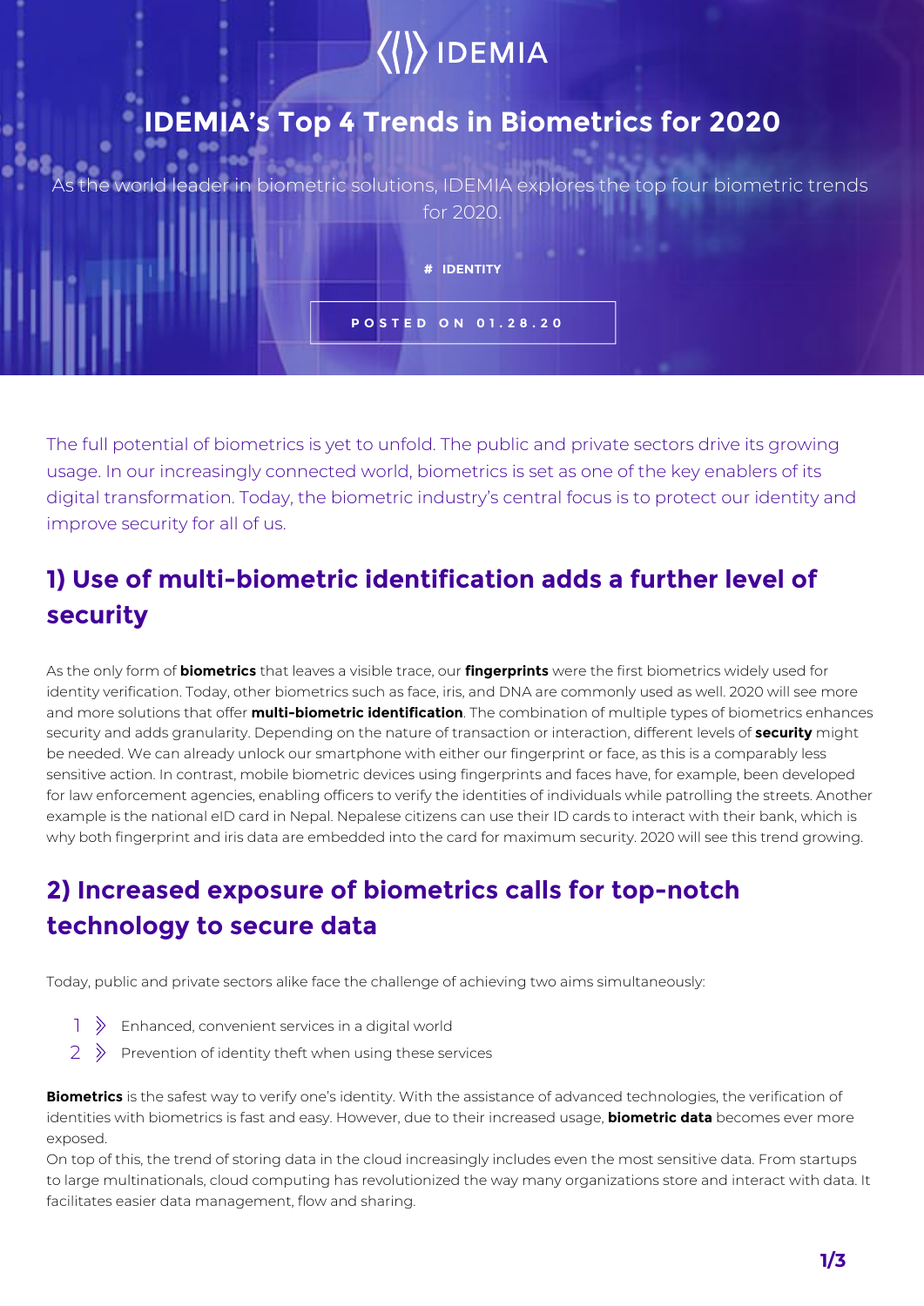IDEMIA

# IDEMIA's Top 4 Trends in Biometrics for 2020

As the world leader in biometric solutions, IDEMIA explores the top four biometric trends for 2020.

# IDENTITY

POSTED ON 01.28.20

The full potential of biometrics is yet to unfold. The public and private sectors drive its growing usage. In our increasingly connected world, biometrics is set as one of the key enablers of its digital transformation. Today, the biometric industry's central focus is to protect our identity and improve security for all of us.

## 1) Use of multi-biometric identification adds a further level of security

As the only form of **biometrics** that leaves a visible trace, our **fingerprints** were the first biometrics widely used for identity verification. Today, other biometrics such as face, iris, and DNA are commonly used as well. 2020 will see more and more solutions that offer **multi-biometric identification**. The combination of multiple types of biometrics enhances security and adds granularity. Depending on the nature of transaction or interaction, different levels of **security** might be needed. We can already unlock our smartphone with either our fingerprint or face, as this is a comparably less sensitive action. In contrast, mobile biometric devices using fingerprints and faces have, for example, been developed for law enforcement agencies, enabling officers to verify the identities of individuals while patrolling the streets. Another example is the national eID card in Nepal. Nepalese citizens can use their ID cards to interact with their bank, which is why both fingerprint and iris data are embedded into the card for maximum security. 2020 will see this trend growing.

## 2) Increased exposure of biometrics calls for top-notch technology to secure data

Today, public and private sectors alike face the challenge of achieving two aims simultaneously:

1. Enhanced, convenient services in a digital world
2. Prevention of identity theft when using these services

**Biometrics** is the safest way to verify one's identity. With the assistance of advanced technologies, the verification of identities with biometrics is fast and easy. However, due to their increased usage, **biometric data** becomes ever more exposed.

On top of this, the trend of storing data in the cloud increasingly includes even the most sensitive data. From startups to large multinationals, cloud computing has revolutionized the way many organizations store and interact with data. It facilitates easier data management, flow and sharing.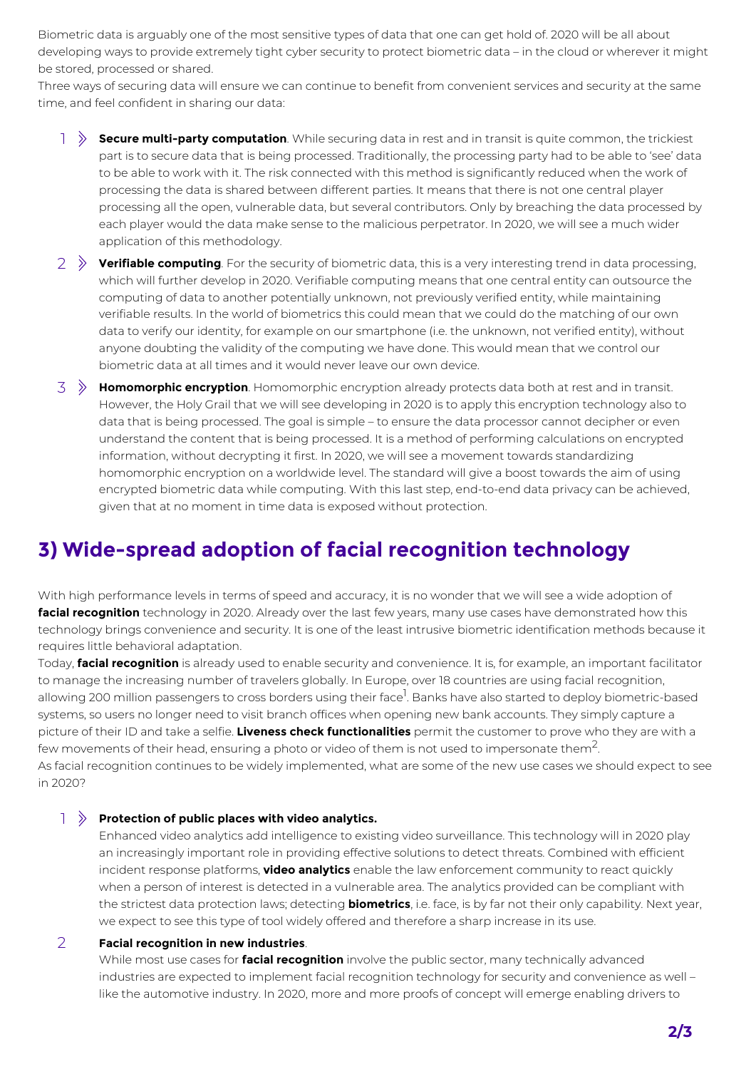Biometric data is arguably one of the most sensitive types of data that one can get hold of. 2020 will be all about developing ways to provide extremely tight cyber security to protect biometric data – in the cloud or wherever it might be stored, processed or shared.

Three ways of securing data will ensure we can continue to benefit from convenient services and security at the same time, and feel confident in sharing our data:

1. **Secure multi-party computation**. While securing data in rest and in transit is quite common, the trickiest part is to secure data that is being processed. Traditionally, the processing party had to be able to 'see' data to be able to work with it. The risk connected with this method is significantly reduced when the work of processing the data is shared between different parties. It means that there is not one central player processing all the open, vulnerable data, but several contributors. Only by breaching the data processed by each player would the data make sense to the malicious perpetrator. In 2020, we will see a much wider application of this methodology.
2. **Verifiable computing**. For the security of biometric data, this is a very interesting trend in data processing, which will further develop in 2020. Verifiable computing means that one central entity can outsource the computing of data to another potentially unknown, not previously verified entity, while maintaining verifiable results. In the world of biometrics this could mean that we could do the matching of our own data to verify our identity, for example on our smartphone (i.e. the unknown, not verified entity), without anyone doubting the validity of the computing we have done. This would mean that we control our biometric data at all times and it would never leave our own device.
3. **Homomorphic encryption**. Homomorphic encryption already protects data both at rest and in transit. However, the Holy Grail that we will see developing in 2020 is to apply this encryption technology also to data that is being processed. The goal is simple – to ensure the data processor cannot decipher or even understand the content that is being processed. It is a method of performing calculations on encrypted information, without decrypting it first. In 2020, we will see a movement towards standardizing homomorphic encryption on a worldwide level. The standard will give a boost towards the aim of using encrypted biometric data while computing. With this last step, end-to-end data privacy can be achieved, given that at no moment in time data is exposed without protection.

## 3) Wide-spread adoption of facial recognition technology

With high performance levels in terms of speed and accuracy, it is no wonder that we will see a wide adoption of **facial recognition** technology in 2020. Already over the last few years, many use cases have demonstrated how this technology brings convenience and security. It is one of the least intrusive biometric identification methods because it requires little behavioral adaptation.

Today, **facial recognition** is already used to enable security and convenience. It is, for example, an important facilitator to manage the increasing number of travelers globally. In Europe, over 18 countries are using facial recognition, allowing 200 million passengers to cross borders using their face[1]. Banks have also started to deploy biometric-based systems, so users no longer need to visit branch offices when opening new bank accounts. They simply capture a picture of their ID and take a selfie. **Liveness check functionalities** permit the customer to prove who they are with a few movements of their head, ensuring a photo or video of them is not used to impersonate them[2].

As facial recognition continues to be widely implemented, what are some of the new use cases we should expect to see in 2020?

1. **Protection of public places with video analytics.**
   Enhanced video analytics add intelligence to existing video surveillance. This technology will in 2020 play an increasingly important role in providing effective solutions to detect threats. Combined with efficient incident response platforms, **video analytics** enable the law enforcement community to react quickly when a person of interest is detected in a vulnerable area. The analytics provided can be compliant with the strictest data protection laws; detecting **biometrics**, i.e. face, is by far not their only capability. Next year, we expect to see this type of tool widely offered and therefore a sharp increase in its use.
2. **Facial recognition in new industries**.
   While most use cases for **facial recognition** involve the public sector, many technically advanced industries are expected to implement facial recognition technology for security and convenience as well – like the automotive industry. In 2020, more and more proofs of concept will emerge enabling drivers to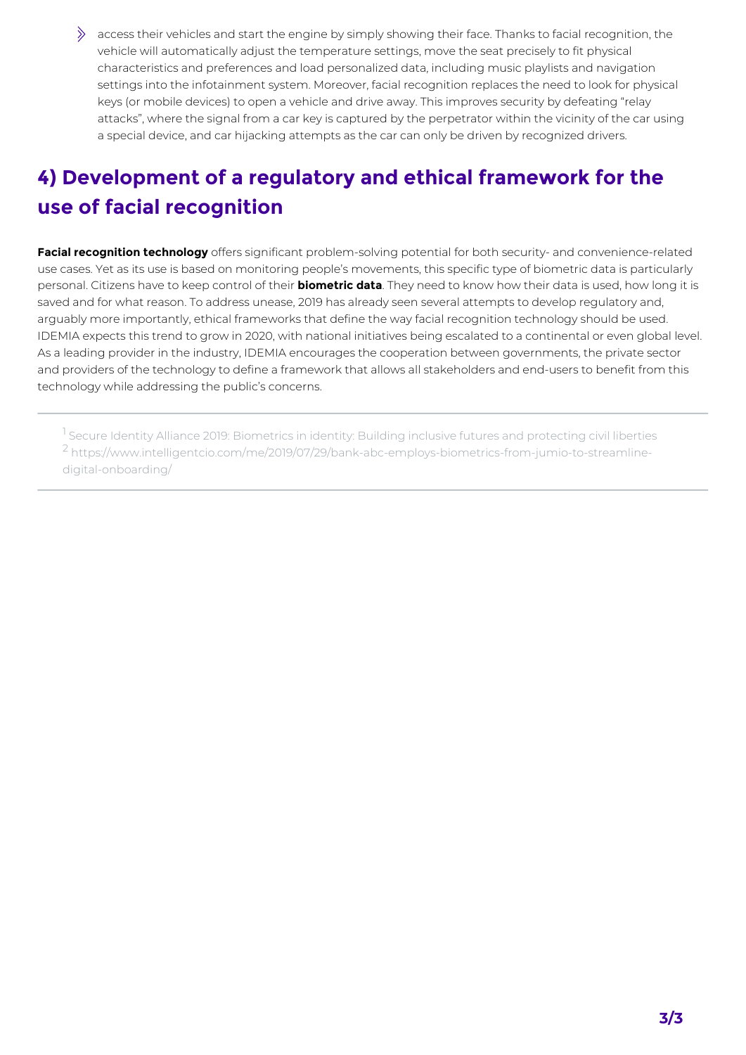- access their vehicles and start the engine by simply showing their face. Thanks to facial recognition, the vehicle will automatically adjust the temperature settings, move the seat precisely to fit physical characteristics and preferences and load personalized data, including music playlists and navigation settings into the infotainment system. Moreover, facial recognition replaces the need to look for physical keys (or mobile devices) to open a vehicle and drive away. This improves security by defeating "relay attacks", where the signal from a car key is captured by the perpetrator within the vicinity of the car using a special device, and car hijacking attempts as the car can only be driven by recognized drivers.

## 4) Development of a regulatory and ethical framework for the use of facial recognition

**Facial recognition technology** offers significant problem-solving potential for both security- and convenience-related use cases. Yet as its use is based on monitoring people's movements, this specific type of biometric data is particularly personal. Citizens have to keep control of their **biometric data**. They need to know how their data is used, how long it is saved and for what reason. To address unease, 2019 has already seen several attempts to develop regulatory and, arguably more importantly, ethical frameworks that define the way facial recognition technology should be used. IDEMIA expects this trend to grow in 2020, with national initiatives being escalated to a continental or even global level. As a leading provider in the industry, IDEMIA encourages the cooperation between governments, the private sector and providers of the technology to define a framework that allows all stakeholders and end-users to benefit from this technology while addressing the public's concerns.

---

[1] Secure Identity Alliance 2019: Biometrics in identity: Building inclusive futures and protecting civil liberties
[2] https://www.intelligentcio.com/me/2019/07/29/bank-abc-employs-biometrics-from-jumio-to-streamline-digital-onboarding/